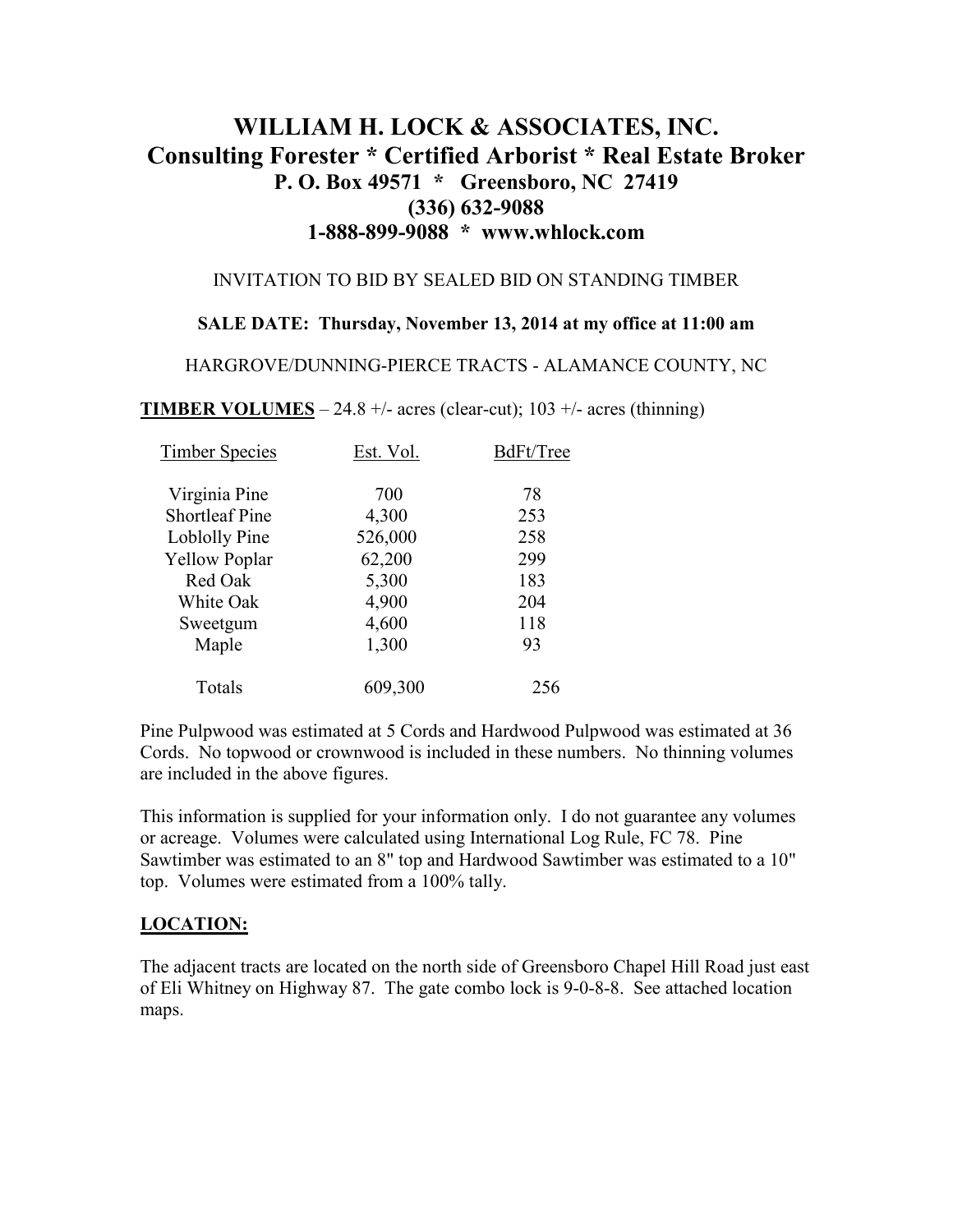# WILLIAM H. LOCK & ASSOCIATES, INC.
## Consulting Forester * Certified Arborist * Real Estate Broker
### P. O. Box 49571 * Greensboro, NC 27419
### (336) 632-9088
### 1-888-899-9088 * www.whlock.com

INVITATION TO BID BY SEALED BID ON STANDING TIMBER

**SALE DATE: Thursday, November 13, 2014 at my office at 11:00 am**

HARGROVE/DUNNING-PIERCE TRACTS - ALAMANCE COUNTY, NC

**TIMBER VOLUMES** – 24.8 +/- acres (clear-cut); 103 +/- acres (thinning)

| Timber Species | Est. Vol. | BdFt/Tree |
|---|---|---|
| Virginia Pine | 700 | 78 |
| Shortleaf Pine | 4,300 | 253 |
| Loblolly Pine | 526,000 | 258 |
| Yellow Poplar | 62,200 | 299 |
| Red Oak | 5,300 | 183 |
| White Oak | 4,900 | 204 |
| Sweetgum | 4,600 | 118 |
| Maple | 1,300 | 93 |
| Totals | 609,300 | 256 |

Pine Pulpwood was estimated at 5 Cords and Hardwood Pulpwood was estimated at 36 Cords. No topwood or crownwood is included in these numbers. No thinning volumes are included in the above figures.

This information is supplied for your information only. I do not guarantee any volumes or acreage. Volumes were calculated using International Log Rule, FC 78. Pine Sawtimber was estimated to an 8" top and Hardwood Sawtimber was estimated to a 10" top. Volumes were estimated from a 100% tally.

**LOCATION:**

The adjacent tracts are located on the north side of Greensboro Chapel Hill Road just east of Eli Whitney on Highway 87. The gate combo lock is 9-0-8-8. See attached location maps.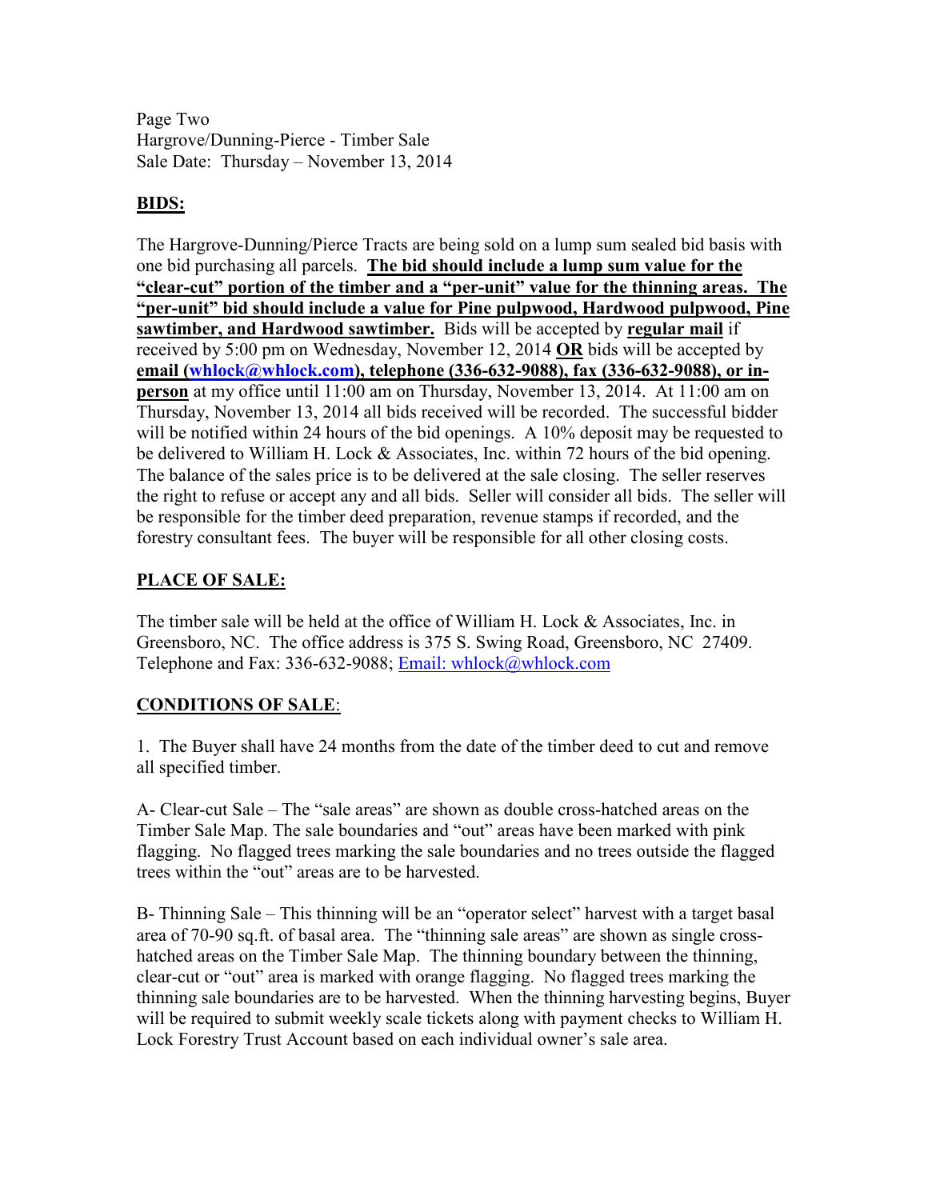Page Two
Hargrove/Dunning-Pierce - Timber Sale
Sale Date: Thursday – November 13, 2014

## BIDS:

The Hargrove-Dunning/Pierce Tracts are being sold on a lump sum sealed bid basis with one bid purchasing all parcels. **The bid should include a lump sum value for the "clear-cut" portion of the timber and a "per-unit" value for the thinning areas. The "per-unit" bid should include a value for Pine pulpwood, Hardwood pulpwood, Pine sawtimber, and Hardwood sawtimber.** Bids will be accepted by **regular mail** if received by 5:00 pm on Wednesday, November 12, 2014 **OR** bids will be accepted by **email (whlock@whlock.com), telephone (336-632-9088), fax (336-632-9088), or in-person** at my office until 11:00 am on Thursday, November 13, 2014. At 11:00 am on Thursday, November 13, 2014 all bids received will be recorded. The successful bidder will be notified within 24 hours of the bid openings. A 10% deposit may be requested to be delivered to William H. Lock & Associates, Inc. within 72 hours of the bid opening. The balance of the sales price is to be delivered at the sale closing. The seller reserves the right to refuse or accept any and all bids. Seller will consider all bids. The seller will be responsible for the timber deed preparation, revenue stamps if recorded, and the forestry consultant fees. The buyer will be responsible for all other closing costs.

## PLACE OF SALE:

The timber sale will be held at the office of William H. Lock & Associates, Inc. in Greensboro, NC. The office address is 375 S. Swing Road, Greensboro, NC 27409. Telephone and Fax: 336-632-9088; Email: whlock@whlock.com

## CONDITIONS OF SALE:

1. The Buyer shall have 24 months from the date of the timber deed to cut and remove all specified timber.

A- Clear-cut Sale – The "sale areas" are shown as double cross-hatched areas on the Timber Sale Map. The sale boundaries and "out" areas have been marked with pink flagging. No flagged trees marking the sale boundaries and no trees outside the flagged trees within the "out" areas are to be harvested.

B- Thinning Sale – This thinning will be an "operator select" harvest with a target basal area of 70-90 sq.ft. of basal area. The "thinning sale areas" are shown as single cross-hatched areas on the Timber Sale Map. The thinning boundary between the thinning, clear-cut or "out" area is marked with orange flagging. No flagged trees marking the thinning sale boundaries are to be harvested. When the thinning harvesting begins, Buyer will be required to submit weekly scale tickets along with payment checks to William H. Lock Forestry Trust Account based on each individual owner's sale area.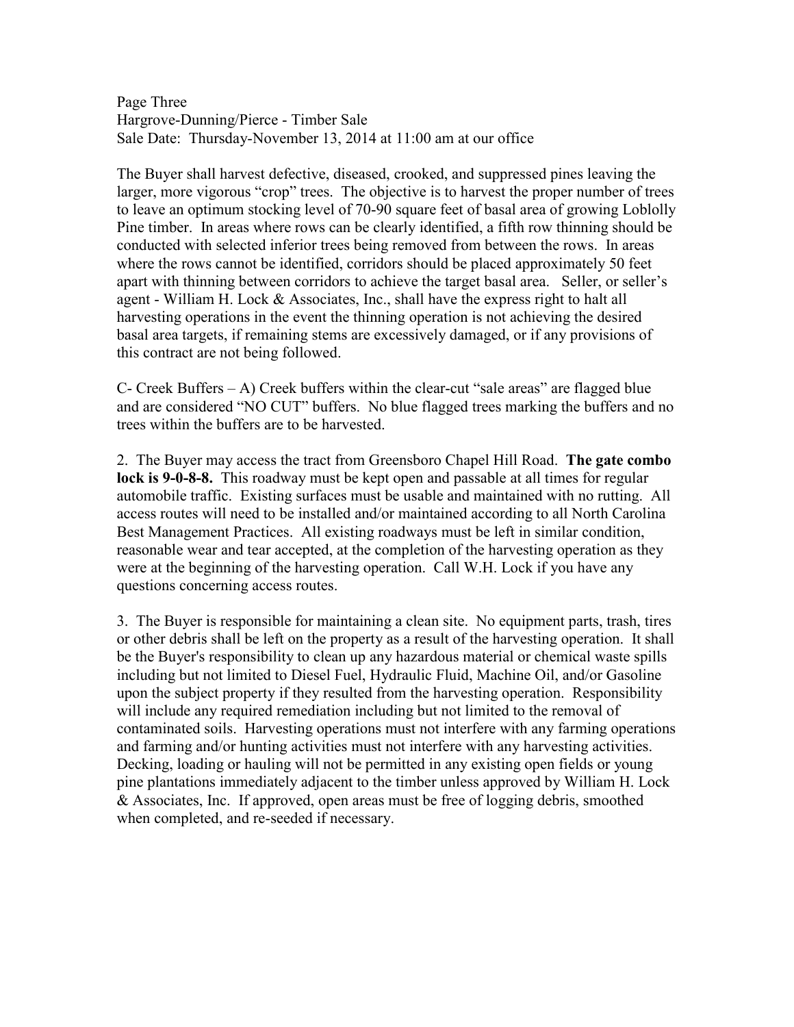Page Three
Hargrove-Dunning/Pierce - Timber Sale
Sale Date: Thursday-November 13, 2014 at 11:00 am at our office

The Buyer shall harvest defective, diseased, crooked, and suppressed pines leaving the larger, more vigorous "crop" trees. The objective is to harvest the proper number of trees to leave an optimum stocking level of 70-90 square feet of basal area of growing Loblolly Pine timber. In areas where rows can be clearly identified, a fifth row thinning should be conducted with selected inferior trees being removed from between the rows. In areas where the rows cannot be identified, corridors should be placed approximately 50 feet apart with thinning between corridors to achieve the target basal area. Seller, or seller's agent - William H. Lock & Associates, Inc., shall have the express right to halt all harvesting operations in the event the thinning operation is not achieving the desired basal area targets, if remaining stems are excessively damaged, or if any provisions of this contract are not being followed.

C- Creek Buffers – A) Creek buffers within the clear-cut "sale areas" are flagged blue and are considered "NO CUT" buffers. No blue flagged trees marking the buffers and no trees within the buffers are to be harvested.

2. The Buyer may access the tract from Greensboro Chapel Hill Road. **The gate combo lock is 9-0-8-8.** This roadway must be kept open and passable at all times for regular automobile traffic. Existing surfaces must be usable and maintained with no rutting. All access routes will need to be installed and/or maintained according to all North Carolina Best Management Practices. All existing roadways must be left in similar condition, reasonable wear and tear accepted, at the completion of the harvesting operation as they were at the beginning of the harvesting operation. Call W.H. Lock if you have any questions concerning access routes.

3. The Buyer is responsible for maintaining a clean site. No equipment parts, trash, tires or other debris shall be left on the property as a result of the harvesting operation. It shall be the Buyer's responsibility to clean up any hazardous material or chemical waste spills including but not limited to Diesel Fuel, Hydraulic Fluid, Machine Oil, and/or Gasoline upon the subject property if they resulted from the harvesting operation. Responsibility will include any required remediation including but not limited to the removal of contaminated soils. Harvesting operations must not interfere with any farming operations and farming and/or hunting activities must not interfere with any harvesting activities. Decking, loading or hauling will not be permitted in any existing open fields or young pine plantations immediately adjacent to the timber unless approved by William H. Lock & Associates, Inc. If approved, open areas must be free of logging debris, smoothed when completed, and re-seeded if necessary.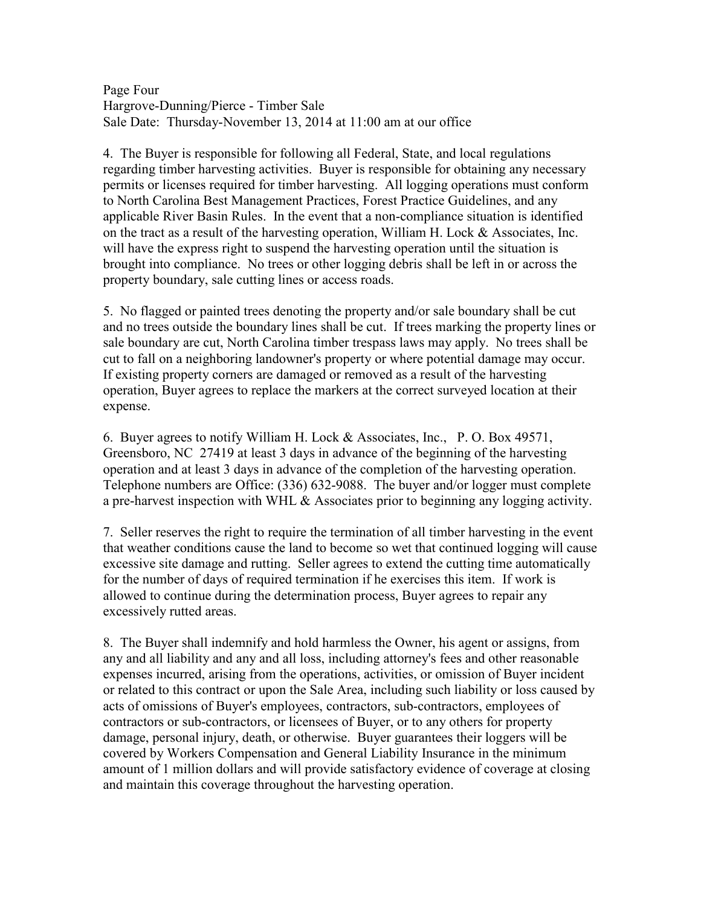4. The Buyer is responsible for following all Federal, State, and local regulations regarding timber harvesting activities. Buyer is responsible for obtaining any necessary permits or licenses required for timber harvesting. All logging operations must conform to North Carolina Best Management Practices, Forest Practice Guidelines, and any applicable River Basin Rules. In the event that a non-compliance situation is identified on the tract as a result of the harvesting operation, William H. Lock & Associates, Inc. will have the express right to suspend the harvesting operation until the situation is brought into compliance. No trees or other logging debris shall be left in or across the property boundary, sale cutting lines or access roads.

5. No flagged or painted trees denoting the property and/or sale boundary shall be cut and no trees outside the boundary lines shall be cut. If trees marking the property lines or sale boundary are cut, North Carolina timber trespass laws may apply. No trees shall be cut to fall on a neighboring landowner's property or where potential damage may occur. If existing property corners are damaged or removed as a result of the harvesting operation, Buyer agrees to replace the markers at the correct surveyed location at their expense.

6. Buyer agrees to notify William H. Lock & Associates, Inc., P. O. Box 49571, Greensboro, NC 27419 at least 3 days in advance of the beginning of the harvesting operation and at least 3 days in advance of the completion of the harvesting operation. Telephone numbers are Office: (336) 632-9088. The buyer and/or logger must complete a pre-harvest inspection with WHL & Associates prior to beginning any logging activity.

7. Seller reserves the right to require the termination of all timber harvesting in the event that weather conditions cause the land to become so wet that continued logging will cause excessive site damage and rutting. Seller agrees to extend the cutting time automatically for the number of days of required termination if he exercises this item. If work is allowed to continue during the determination process, Buyer agrees to repair any excessively rutted areas.

8. The Buyer shall indemnify and hold harmless the Owner, his agent or assigns, from any and all liability and any and all loss, including attorney's fees and other reasonable expenses incurred, arising from the operations, activities, or omission of Buyer incident or related to this contract or upon the Sale Area, including such liability or loss caused by acts of omissions of Buyer's employees, contractors, sub-contractors, employees of contractors or sub-contractors, or licensees of Buyer, or to any others for property damage, personal injury, death, or otherwise. Buyer guarantees their loggers will be covered by Workers Compensation and General Liability Insurance in the minimum amount of 1 million dollars and will provide satisfactory evidence of coverage at closing and maintain this coverage throughout the harvesting operation.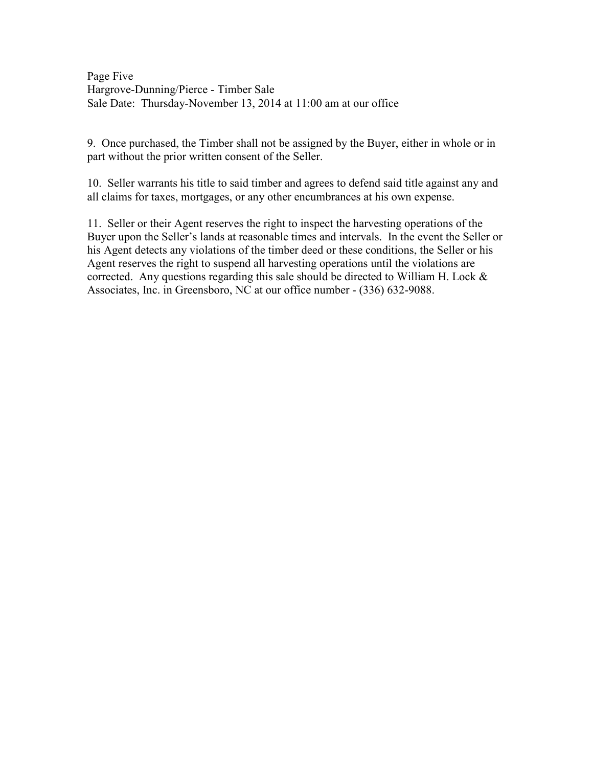9. Once purchased, the Timber shall not be assigned by the Buyer, either in whole or in part without the prior written consent of the Seller.

10. Seller warrants his title to said timber and agrees to defend said title against any and all claims for taxes, mortgages, or any other encumbrances at his own expense.

11. Seller or their Agent reserves the right to inspect the harvesting operations of the Buyer upon the Seller's lands at reasonable times and intervals. In the event the Seller or his Agent detects any violations of the timber deed or these conditions, the Seller or his Agent reserves the right to suspend all harvesting operations until the violations are corrected. Any questions regarding this sale should be directed to William H. Lock & Associates, Inc. in Greensboro, NC at our office number - (336) 632-9088.